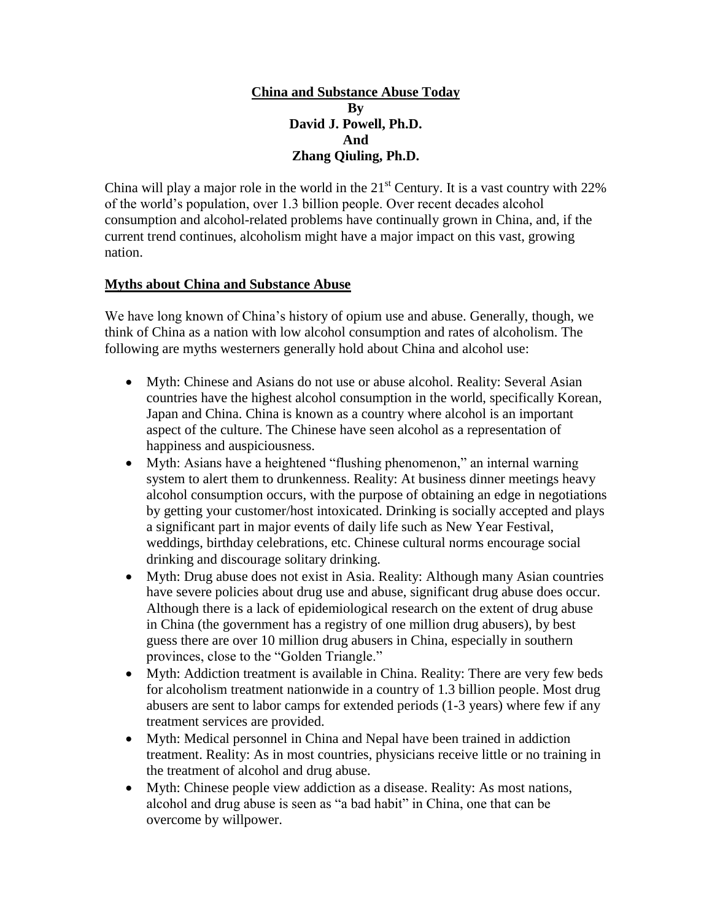**China and Substance Abuse Today**
**By**
**David J. Powell, Ph.D.**
**And**
**Zhang Qiuling, Ph.D.**

China will play a major role in the world in the $21^{st}$ Century. It is a vast country with 22% of the world's population, over 1.3 billion people. Over recent decades alcohol consumption and alcohol-related problems have continually grown in China, and, if the current trend continues, alcoholism might have a major impact on this vast, growing nation.

## Myths about China and Substance Abuse

We have long known of China's history of opium use and abuse. Generally, though, we think of China as a nation with low alcohol consumption and rates of alcoholism. The following are myths westerners generally hold about China and alcohol use:

- Myth: Chinese and Asians do not use or abuse alcohol. Reality: Several Asian countries have the highest alcohol consumption in the world, specifically Korean, Japan and China. China is known as a country where alcohol is an important aspect of the culture. The Chinese have seen alcohol as a representation of happiness and auspiciousness.
- Myth: Asians have a heightened "flushing phenomenon," an internal warning system to alert them to drunkenness. Reality: At business dinner meetings heavy alcohol consumption occurs, with the purpose of obtaining an edge in negotiations by getting your customer/host intoxicated. Drinking is socially accepted and plays a significant part in major events of daily life such as New Year Festival, weddings, birthday celebrations, etc. Chinese cultural norms encourage social drinking and discourage solitary drinking.
- Myth: Drug abuse does not exist in Asia. Reality: Although many Asian countries have severe policies about drug use and abuse, significant drug abuse does occur. Although there is a lack of epidemiological research on the extent of drug abuse in China (the government has a registry of one million drug abusers), by best guess there are over 10 million drug abusers in China, especially in southern provinces, close to the "Golden Triangle."
- Myth: Addiction treatment is available in China. Reality: There are very few beds for alcoholism treatment nationwide in a country of 1.3 billion people. Most drug abusers are sent to labor camps for extended periods (1-3 years) where few if any treatment services are provided.
- Myth: Medical personnel in China and Nepal have been trained in addiction treatment. Reality: As in most countries, physicians receive little or no training in the treatment of alcohol and drug abuse.
- Myth: Chinese people view addiction as a disease. Reality: As most nations, alcohol and drug abuse is seen as "a bad habit" in China, one that can be overcome by willpower.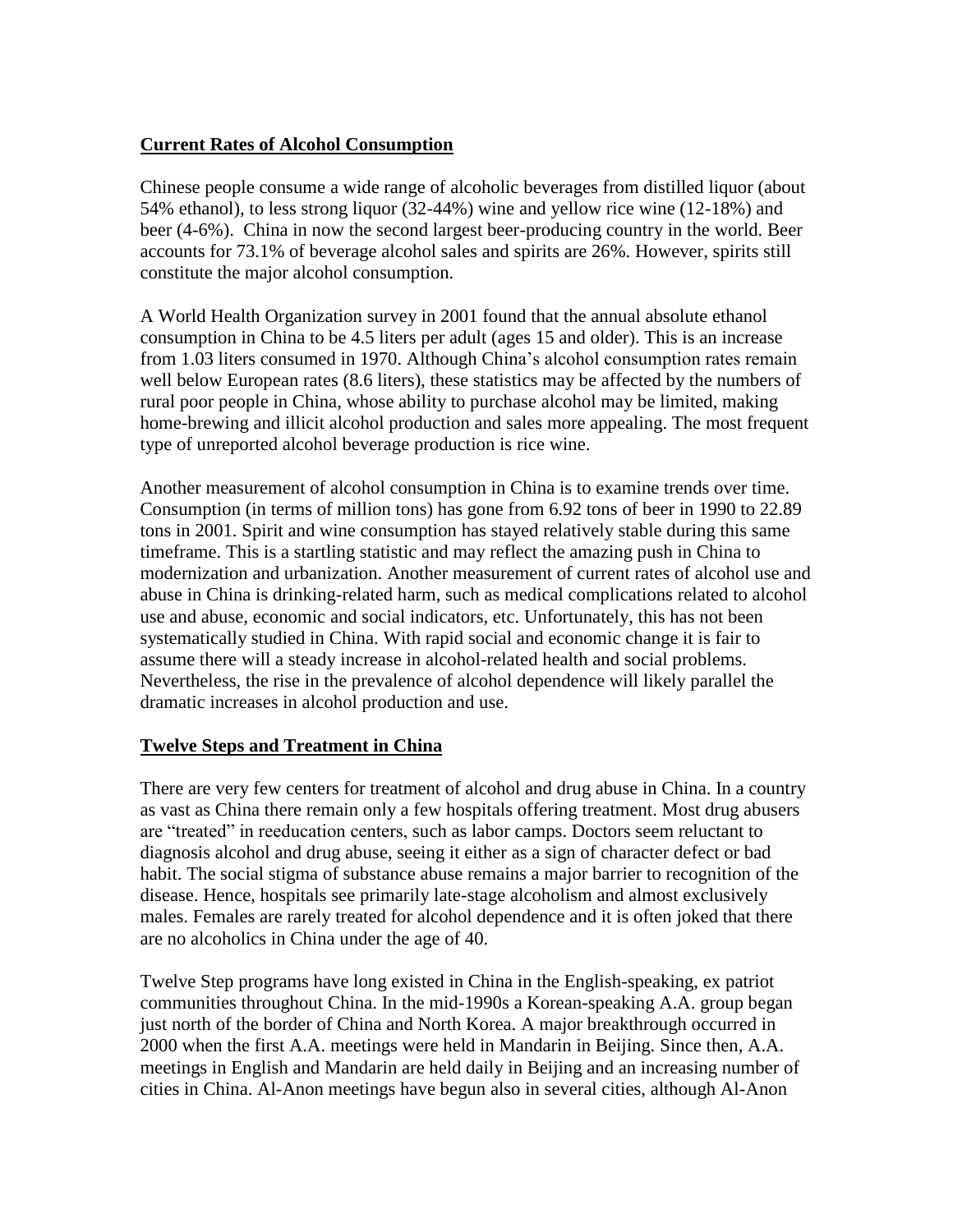## Current Rates of Alcohol Consumption

Chinese people consume a wide range of alcoholic beverages from distilled liquor (about 54% ethanol), to less strong liquor (32-44%) wine and yellow rice wine (12-18%) and beer (4-6%). China in now the second largest beer-producing country in the world. Beer accounts for 73.1% of beverage alcohol sales and spirits are 26%. However, spirits still constitute the major alcohol consumption.

A World Health Organization survey in 2001 found that the annual absolute ethanol consumption in China to be 4.5 liters per adult (ages 15 and older). This is an increase from 1.03 liters consumed in 1970. Although China's alcohol consumption rates remain well below European rates (8.6 liters), these statistics may be affected by the numbers of rural poor people in China, whose ability to purchase alcohol may be limited, making home-brewing and illicit alcohol production and sales more appealing. The most frequent type of unreported alcohol beverage production is rice wine.

Another measurement of alcohol consumption in China is to examine trends over time. Consumption (in terms of million tons) has gone from 6.92 tons of beer in 1990 to 22.89 tons in 2001. Spirit and wine consumption has stayed relatively stable during this same timeframe. This is a startling statistic and may reflect the amazing push in China to modernization and urbanization. Another measurement of current rates of alcohol use and abuse in China is drinking-related harm, such as medical complications related to alcohol use and abuse, economic and social indicators, etc. Unfortunately, this has not been systematically studied in China. With rapid social and economic change it is fair to assume there will a steady increase in alcohol-related health and social problems. Nevertheless, the rise in the prevalence of alcohol dependence will likely parallel the dramatic increases in alcohol production and use.

## Twelve Steps and Treatment in China

There are very few centers for treatment of alcohol and drug abuse in China. In a country as vast as China there remain only a few hospitals offering treatment. Most drug abusers are "treated" in reeducation centers, such as labor camps. Doctors seem reluctant to diagnosis alcohol and drug abuse, seeing it either as a sign of character defect or bad habit. The social stigma of substance abuse remains a major barrier to recognition of the disease. Hence, hospitals see primarily late-stage alcoholism and almost exclusively males. Females are rarely treated for alcohol dependence and it is often joked that there are no alcoholics in China under the age of 40.

Twelve Step programs have long existed in China in the English-speaking, ex patriot communities throughout China. In the mid-1990s a Korean-speaking A.A. group began just north of the border of China and North Korea. A major breakthrough occurred in 2000 when the first A.A. meetings were held in Mandarin in Beijing. Since then, A.A. meetings in English and Mandarin are held daily in Beijing and an increasing number of cities in China. Al-Anon meetings have begun also in several cities, although Al-Anon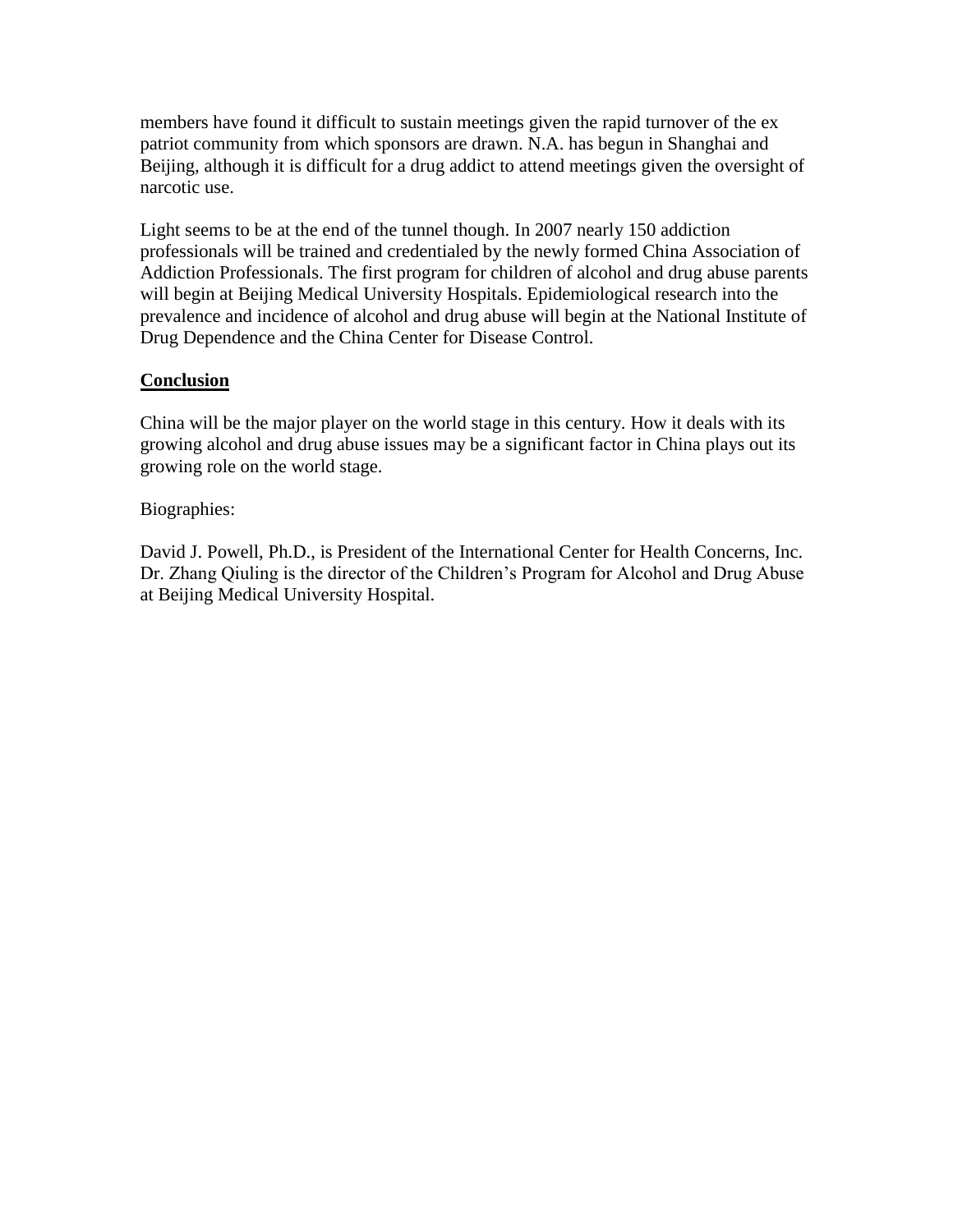members have found it difficult to sustain meetings given the rapid turnover of the ex patriot community from which sponsors are drawn. N.A. has begun in Shanghai and Beijing, although it is difficult for a drug addict to attend meetings given the oversight of narcotic use.

Light seems to be at the end of the tunnel though. In 2007 nearly 150 addiction professionals will be trained and credentialed by the newly formed China Association of Addiction Professionals. The first program for children of alcohol and drug abuse parents will begin at Beijing Medical University Hospitals. Epidemiological research into the prevalence and incidence of alcohol and drug abuse will begin at the National Institute of Drug Dependence and the China Center for Disease Control.

## Conclusion

China will be the major player on the world stage in this century. How it deals with its growing alcohol and drug abuse issues may be a significant factor in China plays out its growing role on the world stage.

Biographies:

David J. Powell, Ph.D., is President of the International Center for Health Concerns, Inc. Dr. Zhang Qiuling is the director of the Children's Program for Alcohol and Drug Abuse at Beijing Medical University Hospital.